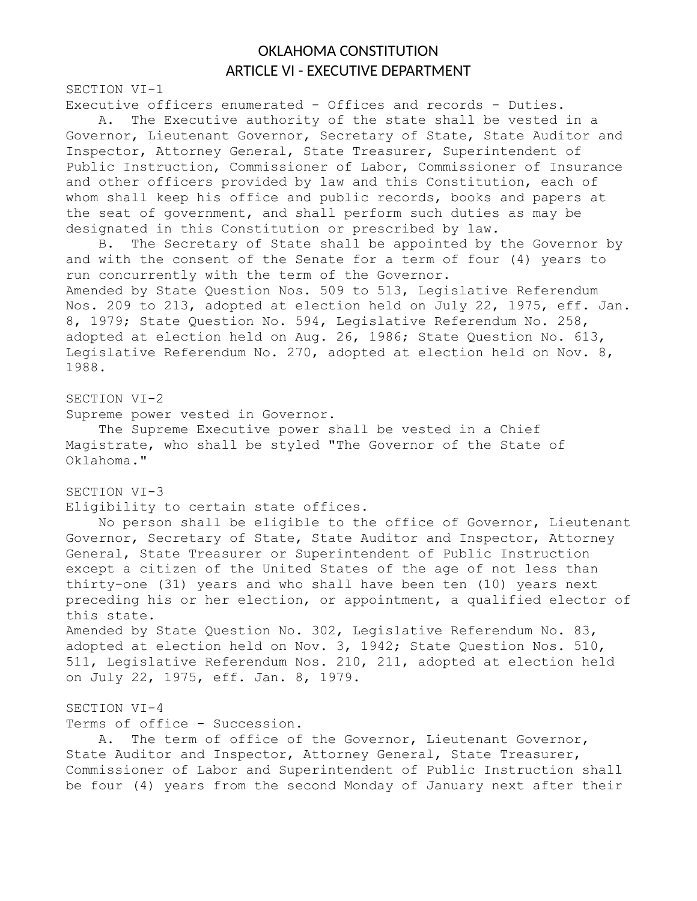# OKLAHOMA CONSTITUTION
## ARTICLE VI - EXECUTIVE DEPARTMENT

SECTION VI-1

Executive officers enumerated - Offices and records - Duties.

A. The Executive authority of the state shall be vested in a Governor, Lieutenant Governor, Secretary of State, State Auditor and Inspector, Attorney General, State Treasurer, Superintendent of Public Instruction, Commissioner of Labor, Commissioner of Insurance and other officers provided by law and this Constitution, each of whom shall keep his office and public records, books and papers at the seat of government, and shall perform such duties as may be designated in this Constitution or prescribed by law.

B. The Secretary of State shall be appointed by the Governor by and with the consent of the Senate for a term of four (4) years to run concurrently with the term of the Governor.

Amended by State Question Nos. 509 to 513, Legislative Referendum Nos. 209 to 213, adopted at election held on July 22, 1975, eff. Jan. 8, 1979; State Question No. 594, Legislative Referendum No. 258, adopted at election held on Aug. 26, 1986; State Question No. 613, Legislative Referendum No. 270, adopted at election held on Nov. 8, 1988.

SECTION VI-2

Supreme power vested in Governor.

The Supreme Executive power shall be vested in a Chief Magistrate, who shall be styled "The Governor of the State of Oklahoma."

SECTION VI-3

Eligibility to certain state offices.

No person shall be eligible to the office of Governor, Lieutenant Governor, Secretary of State, State Auditor and Inspector, Attorney General, State Treasurer or Superintendent of Public Instruction except a citizen of the United States of the age of not less than thirty-one (31) years and who shall have been ten (10) years next preceding his or her election, or appointment, a qualified elector of this state.

Amended by State Question No. 302, Legislative Referendum No. 83, adopted at election held on Nov. 3, 1942; State Question Nos. 510, 511, Legislative Referendum Nos. 210, 211, adopted at election held on July 22, 1975, eff. Jan. 8, 1979.

SECTION VI-4

Terms of office - Succession.

A. The term of office of the Governor, Lieutenant Governor, State Auditor and Inspector, Attorney General, State Treasurer, Commissioner of Labor and Superintendent of Public Instruction shall be four (4) years from the second Monday of January next after their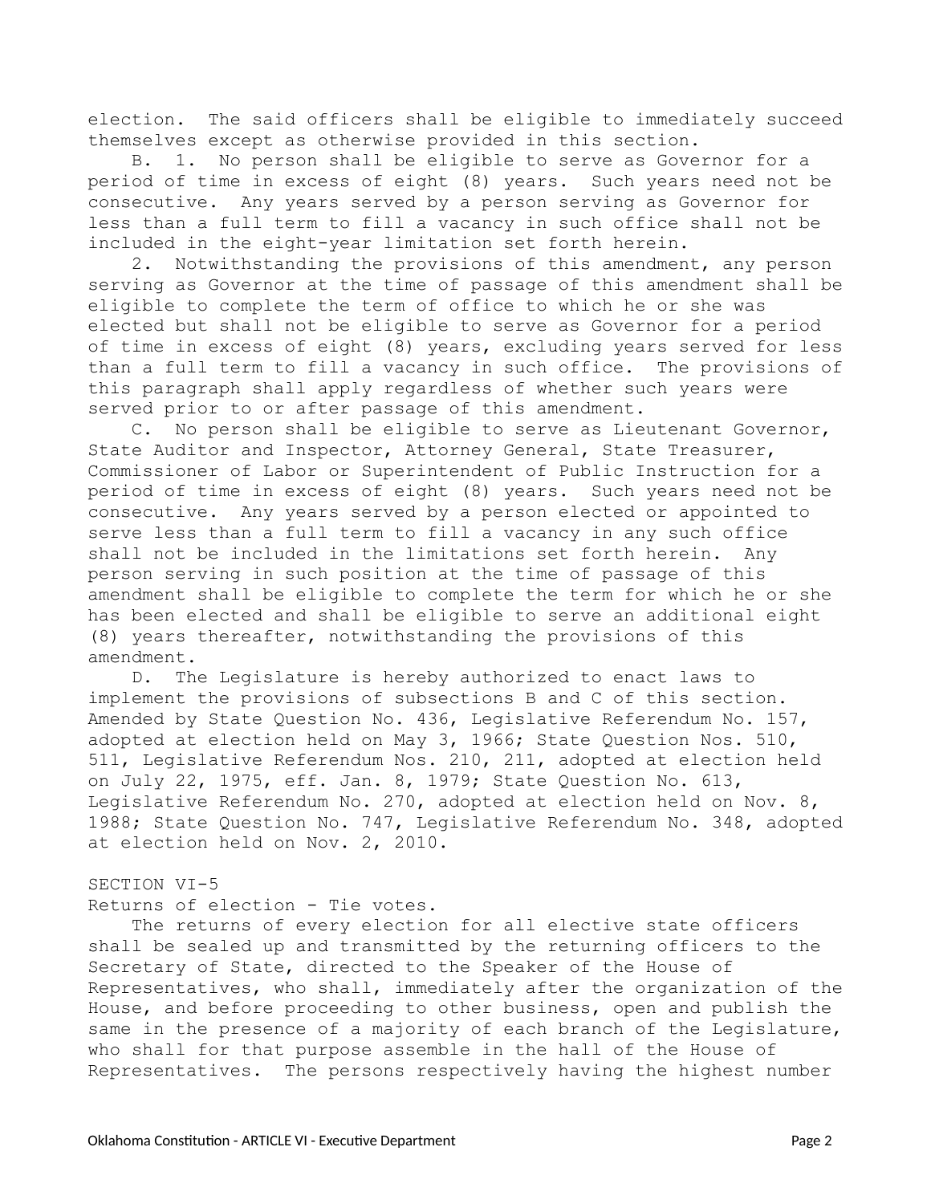election. The said officers shall be eligible to immediately succeed themselves except as otherwise provided in this section.

B. 1. No person shall be eligible to serve as Governor for a period of time in excess of eight (8) years. Such years need not be consecutive. Any years served by a person serving as Governor for less than a full term to fill a vacancy in such office shall not be included in the eight-year limitation set forth herein.

2. Notwithstanding the provisions of this amendment, any person serving as Governor at the time of passage of this amendment shall be eligible to complete the term of office to which he or she was elected but shall not be eligible to serve as Governor for a period of time in excess of eight (8) years, excluding years served for less than a full term to fill a vacancy in such office. The provisions of this paragraph shall apply regardless of whether such years were served prior to or after passage of this amendment.

C. No person shall be eligible to serve as Lieutenant Governor, State Auditor and Inspector, Attorney General, State Treasurer, Commissioner of Labor or Superintendent of Public Instruction for a period of time in excess of eight (8) years. Such years need not be consecutive. Any years served by a person elected or appointed to serve less than a full term to fill a vacancy in any such office shall not be included in the limitations set forth herein. Any person serving in such position at the time of passage of this amendment shall be eligible to complete the term for which he or she has been elected and shall be eligible to serve an additional eight (8) years thereafter, notwithstanding the provisions of this amendment.

D. The Legislature is hereby authorized to enact laws to implement the provisions of subsections B and C of this section.

Amended by State Question No. 436, Legislative Referendum No. 157, adopted at election held on May 3, 1966; State Question Nos. 510, 511, Legislative Referendum Nos. 210, 211, adopted at election held on July 22, 1975, eff. Jan. 8, 1979; State Question No. 613, Legislative Referendum No. 270, adopted at election held on Nov. 8, 1988; State Question No. 747, Legislative Referendum No. 348, adopted at election held on Nov. 2, 2010.

SECTION VI-5

Returns of election - Tie votes.

The returns of every election for all elective state officers shall be sealed up and transmitted by the returning officers to the Secretary of State, directed to the Speaker of the House of Representatives, who shall, immediately after the organization of the House, and before proceeding to other business, open and publish the same in the presence of a majority of each branch of the Legislature, who shall for that purpose assemble in the hall of the House of Representatives. The persons respectively having the highest number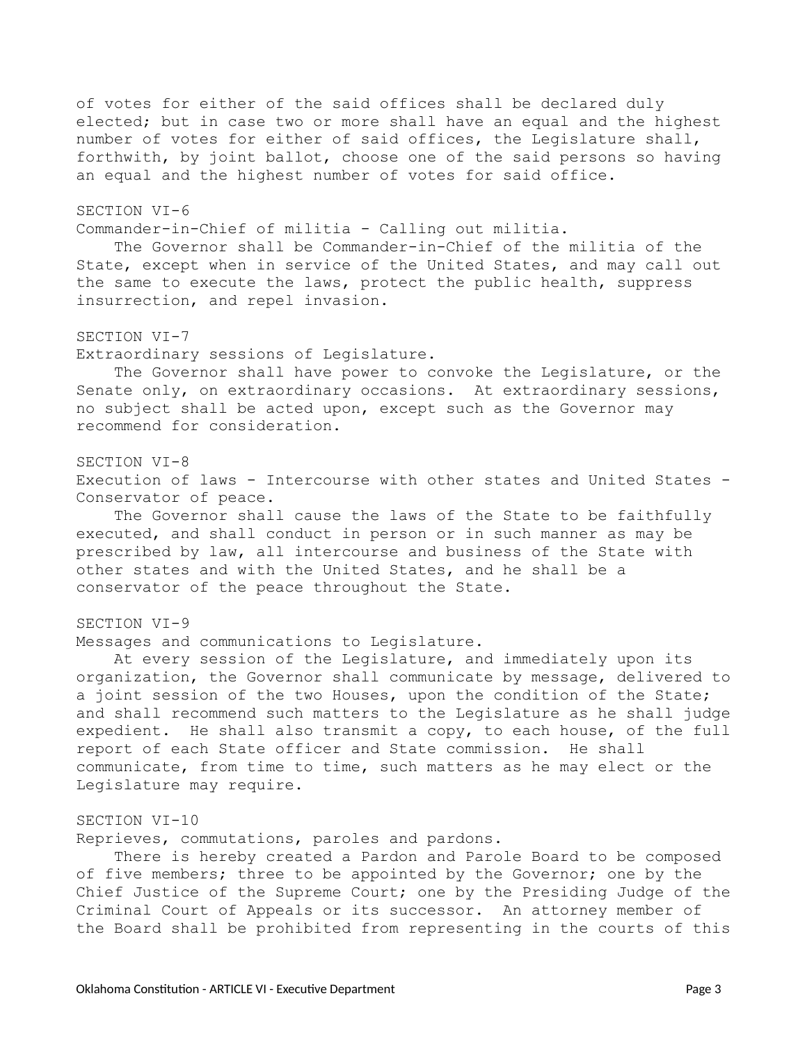of votes for either of the said offices shall be declared duly elected; but in case two or more shall have an equal and the highest number of votes for either of said offices, the Legislature shall, forthwith, by joint ballot, choose one of the said persons so having an equal and the highest number of votes for said office.

## SECTION VI-6

### Commander-in-Chief of militia - Calling out militia.

The Governor shall be Commander-in-Chief of the militia of the State, except when in service of the United States, and may call out the same to execute the laws, protect the public health, suppress insurrection, and repel invasion.

## SECTION VI-7

### Extraordinary sessions of Legislature.

The Governor shall have power to convoke the Legislature, or the Senate only, on extraordinary occasions. At extraordinary sessions, no subject shall be acted upon, except such as the Governor may recommend for consideration.

## SECTION VI-8

### Execution of laws - Intercourse with other states and United States - Conservator of peace.

The Governor shall cause the laws of the State to be faithfully executed, and shall conduct in person or in such manner as may be prescribed by law, all intercourse and business of the State with other states and with the United States, and he shall be a conservator of the peace throughout the State.

## SECTION VI-9

### Messages and communications to Legislature.

At every session of the Legislature, and immediately upon its organization, the Governor shall communicate by message, delivered to a joint session of the two Houses, upon the condition of the State; and shall recommend such matters to the Legislature as he shall judge expedient. He shall also transmit a copy, to each house, of the full report of each State officer and State commission. He shall communicate, from time to time, such matters as he may elect or the Legislature may require.

## SECTION VI-10

### Reprieves, commutations, paroles and pardons.

There is hereby created a Pardon and Parole Board to be composed of five members; three to be appointed by the Governor; one by the Chief Justice of the Supreme Court; one by the Presiding Judge of the Criminal Court of Appeals or its successor. An attorney member of the Board shall be prohibited from representing in the courts of this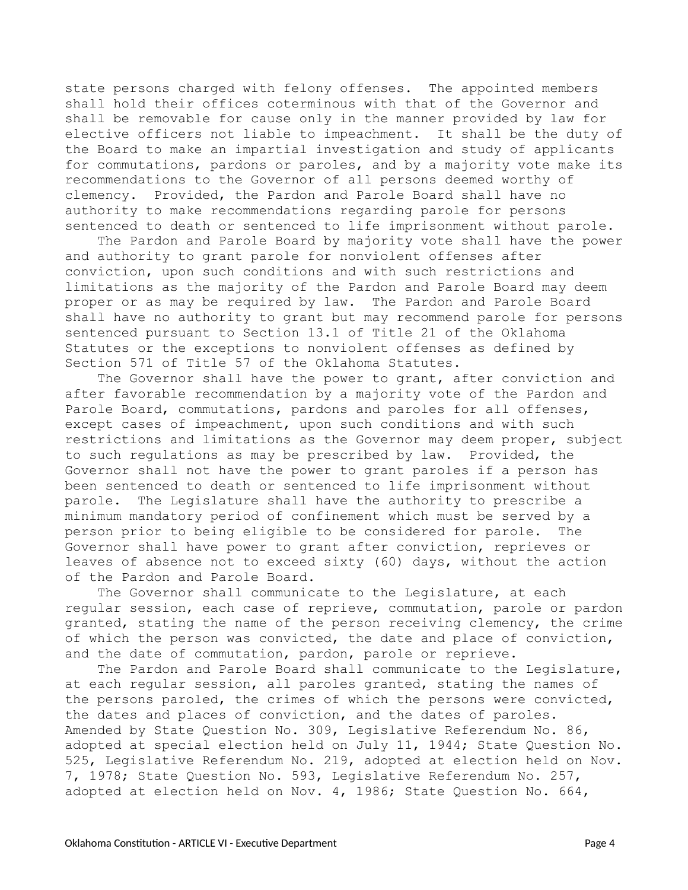state persons charged with felony offenses. The appointed members shall hold their offices coterminous with that of the Governor and shall be removable for cause only in the manner provided by law for elective officers not liable to impeachment. It shall be the duty of the Board to make an impartial investigation and study of applicants for commutations, pardons or paroles, and by a majority vote make its recommendations to the Governor of all persons deemed worthy of clemency. Provided, the Pardon and Parole Board shall have no authority to make recommendations regarding parole for persons sentenced to death or sentenced to life imprisonment without parole.

The Pardon and Parole Board by majority vote shall have the power and authority to grant parole for nonviolent offenses after conviction, upon such conditions and with such restrictions and limitations as the majority of the Pardon and Parole Board may deem proper or as may be required by law. The Pardon and Parole Board shall have no authority to grant but may recommend parole for persons sentenced pursuant to Section 13.1 of Title 21 of the Oklahoma Statutes or the exceptions to nonviolent offenses as defined by Section 571 of Title 57 of the Oklahoma Statutes.

The Governor shall have the power to grant, after conviction and after favorable recommendation by a majority vote of the Pardon and Parole Board, commutations, pardons and paroles for all offenses, except cases of impeachment, upon such conditions and with such restrictions and limitations as the Governor may deem proper, subject to such regulations as may be prescribed by law. Provided, the Governor shall not have the power to grant paroles if a person has been sentenced to death or sentenced to life imprisonment without parole. The Legislature shall have the authority to prescribe a minimum mandatory period of confinement which must be served by a person prior to being eligible to be considered for parole. The Governor shall have power to grant after conviction, reprieves or leaves of absence not to exceed sixty (60) days, without the action of the Pardon and Parole Board.

The Governor shall communicate to the Legislature, at each regular session, each case of reprieve, commutation, parole or pardon granted, stating the name of the person receiving clemency, the crime of which the person was convicted, the date and place of conviction, and the date of commutation, pardon, parole or reprieve.

The Pardon and Parole Board shall communicate to the Legislature, at each regular session, all paroles granted, stating the names of the persons paroled, the crimes of which the persons were convicted, the dates and places of conviction, and the dates of paroles.

Amended by State Question No. 309, Legislative Referendum No. 86, adopted at special election held on July 11, 1944; State Question No. 525, Legislative Referendum No. 219, adopted at election held on Nov. 7, 1978; State Question No. 593, Legislative Referendum No. 257, adopted at election held on Nov. 4, 1986; State Question No. 664,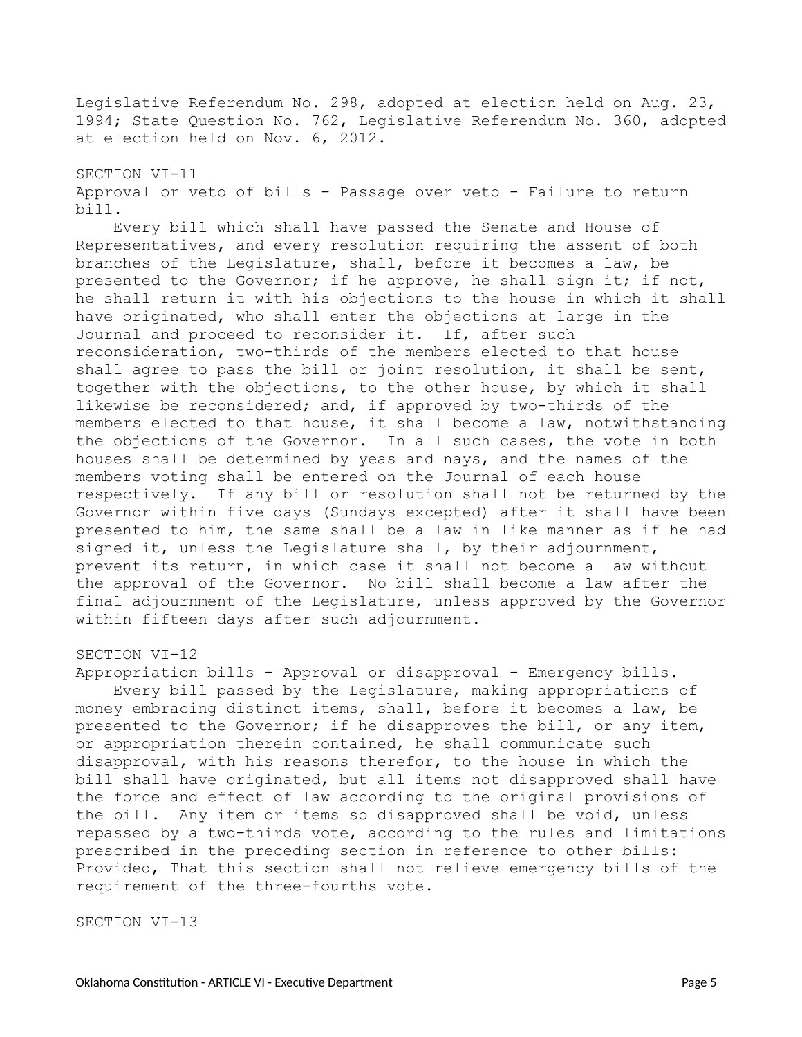Legislative Referendum No. 298, adopted at election held on Aug. 23, 1994; State Question No. 762, Legislative Referendum No. 360, adopted at election held on Nov. 6, 2012.

SECTION VI-11

Approval or veto of bills - Passage over veto - Failure to return bill.

Every bill which shall have passed the Senate and House of Representatives, and every resolution requiring the assent of both branches of the Legislature, shall, before it becomes a law, be presented to the Governor; if he approve, he shall sign it; if not, he shall return it with his objections to the house in which it shall have originated, who shall enter the objections at large in the Journal and proceed to reconsider it. If, after such reconsideration, two-thirds of the members elected to that house shall agree to pass the bill or joint resolution, it shall be sent, together with the objections, to the other house, by which it shall likewise be reconsidered; and, if approved by two-thirds of the members elected to that house, it shall become a law, notwithstanding the objections of the Governor. In all such cases, the vote in both houses shall be determined by yeas and nays, and the names of the members voting shall be entered on the Journal of each house respectively. If any bill or resolution shall not be returned by the Governor within five days (Sundays excepted) after it shall have been presented to him, the same shall be a law in like manner as if he had signed it, unless the Legislature shall, by their adjournment, prevent its return, in which case it shall not become a law without the approval of the Governor. No bill shall become a law after the final adjournment of the Legislature, unless approved by the Governor within fifteen days after such adjournment.

SECTION VI-12

Appropriation bills - Approval or disapproval - Emergency bills.

Every bill passed by the Legislature, making appropriations of money embracing distinct items, shall, before it becomes a law, be presented to the Governor; if he disapproves the bill, or any item, or appropriation therein contained, he shall communicate such disapproval, with his reasons therefor, to the house in which the bill shall have originated, but all items not disapproved shall have the force and effect of law according to the original provisions of the bill. Any item or items so disapproved shall be void, unless repassed by a two-thirds vote, according to the rules and limitations prescribed in the preceding section in reference to other bills: Provided, That this section shall not relieve emergency bills of the requirement of the three-fourths vote.

SECTION VI-13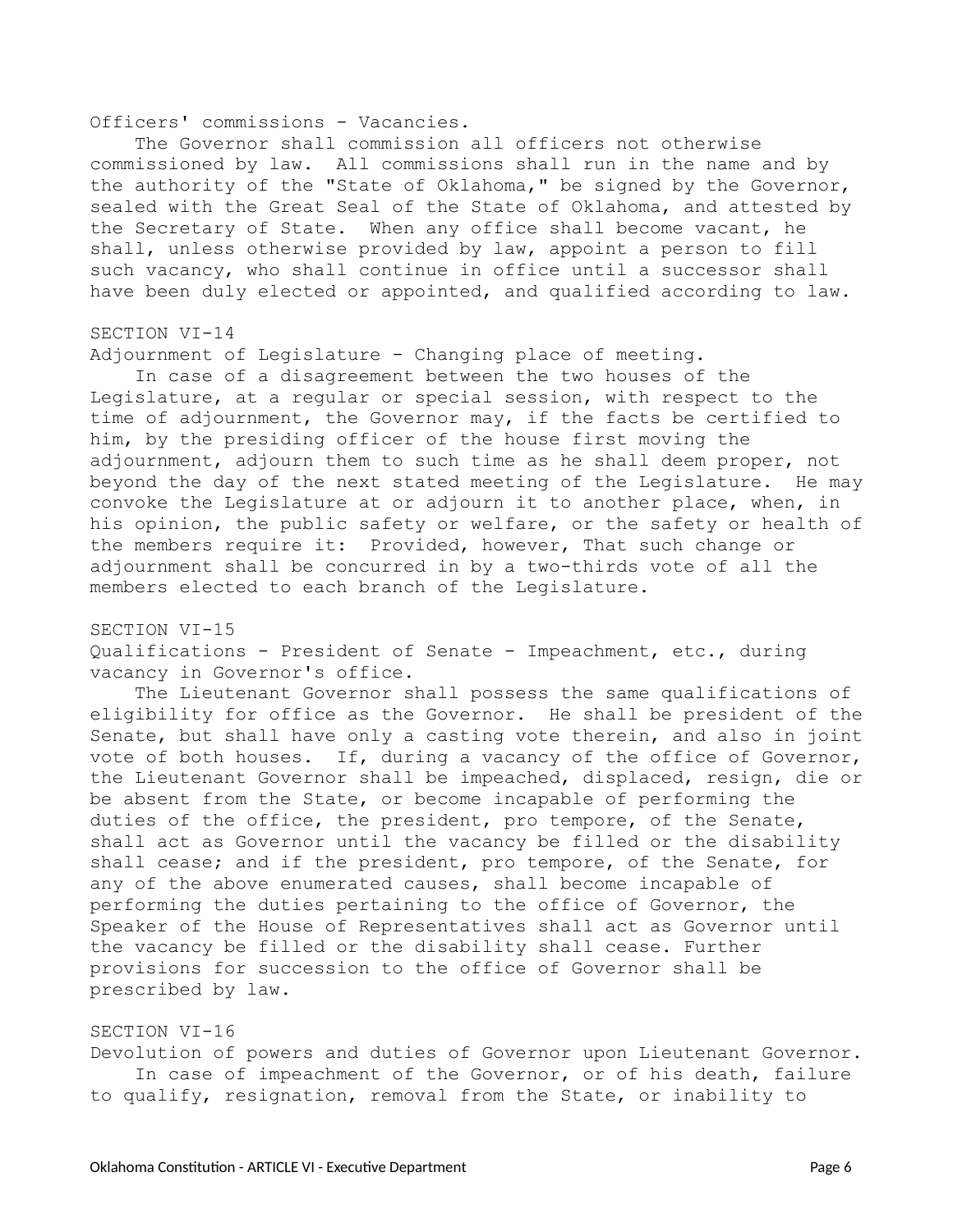Officers' commissions - Vacancies.

The Governor shall commission all officers not otherwise commissioned by law. All commissions shall run in the name and by the authority of the "State of Oklahoma," be signed by the Governor, sealed with the Great Seal of the State of Oklahoma, and attested by the Secretary of State. When any office shall become vacant, he shall, unless otherwise provided by law, appoint a person to fill such vacancy, who shall continue in office until a successor shall have been duly elected or appointed, and qualified according to law.

SECTION VI-14

Adjournment of Legislature - Changing place of meeting.

In case of a disagreement between the two houses of the Legislature, at a regular or special session, with respect to the time of adjournment, the Governor may, if the facts be certified to him, by the presiding officer of the house first moving the adjournment, adjourn them to such time as he shall deem proper, not beyond the day of the next stated meeting of the Legislature. He may convoke the Legislature at or adjourn it to another place, when, in his opinion, the public safety or welfare, or the safety or health of the members require it: Provided, however, That such change or adjournment shall be concurred in by a two-thirds vote of all the members elected to each branch of the Legislature.

SECTION VI-15

Qualifications - President of Senate - Impeachment, etc., during vacancy in Governor's office.

The Lieutenant Governor shall possess the same qualifications of eligibility for office as the Governor. He shall be president of the Senate, but shall have only a casting vote therein, and also in joint vote of both houses. If, during a vacancy of the office of Governor, the Lieutenant Governor shall be impeached, displaced, resign, die or be absent from the State, or become incapable of performing the duties of the office, the president, pro tempore, of the Senate, shall act as Governor until the vacancy be filled or the disability shall cease; and if the president, pro tempore, of the Senate, for any of the above enumerated causes, shall become incapable of performing the duties pertaining to the office of Governor, the Speaker of the House of Representatives shall act as Governor until the vacancy be filled or the disability shall cease. Further provisions for succession to the office of Governor shall be prescribed by law.

SECTION VI-16

Devolution of powers and duties of Governor upon Lieutenant Governor.

In case of impeachment of the Governor, or of his death, failure to qualify, resignation, removal from the State, or inability to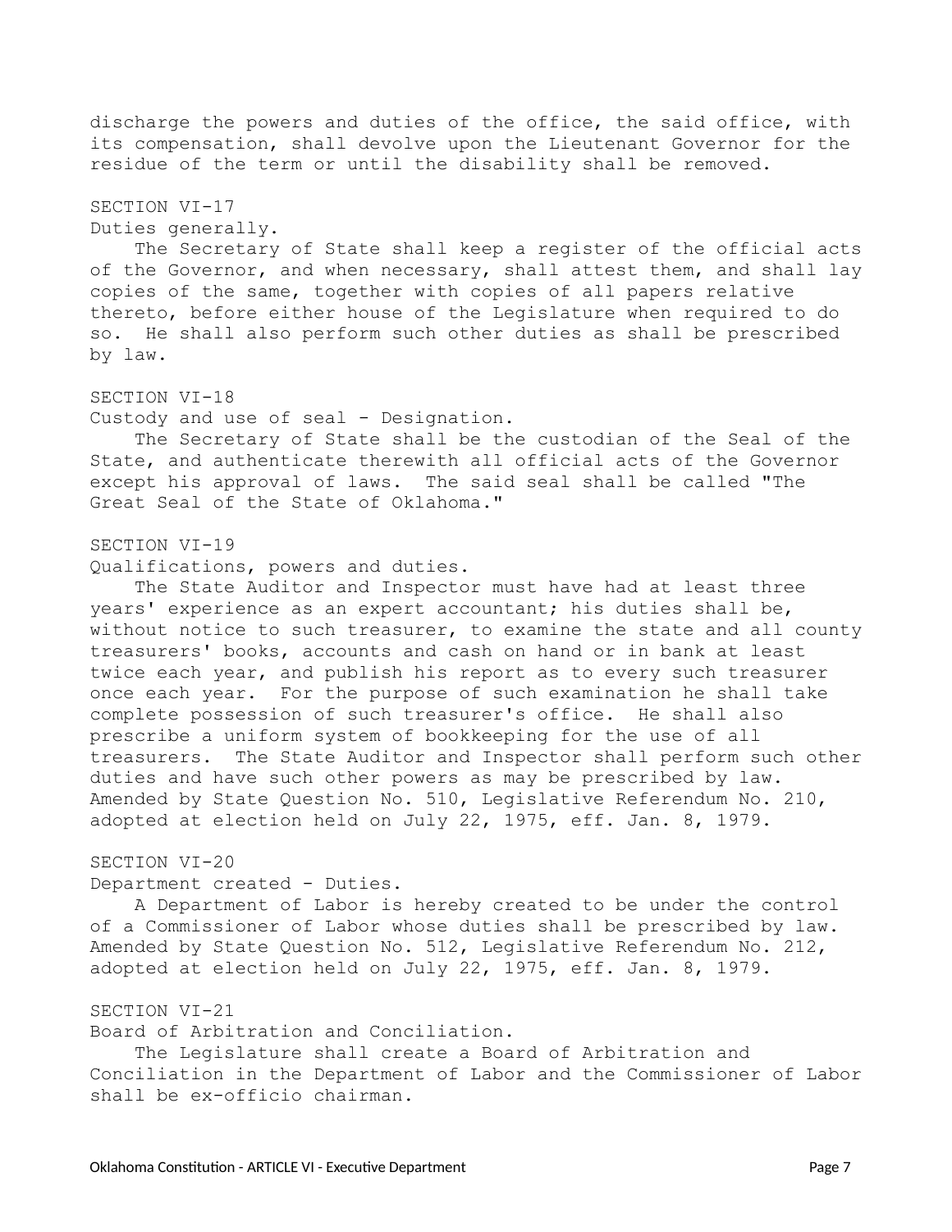discharge the powers and duties of the office, the said office, with its compensation, shall devolve upon the Lieutenant Governor for the residue of the term or until the disability shall be removed.

SECTION VI-17

Duties generally.

The Secretary of State shall keep a register of the official acts of the Governor, and when necessary, shall attest them, and shall lay copies of the same, together with copies of all papers relative thereto, before either house of the Legislature when required to do so. He shall also perform such other duties as shall be prescribed by law.

SECTION VI-18

Custody and use of seal - Designation.

The Secretary of State shall be the custodian of the Seal of the State, and authenticate therewith all official acts of the Governor except his approval of laws. The said seal shall be called "The Great Seal of the State of Oklahoma."

SECTION VI-19

Qualifications, powers and duties.

The State Auditor and Inspector must have had at least three years' experience as an expert accountant; his duties shall be, without notice to such treasurer, to examine the state and all county treasurers' books, accounts and cash on hand or in bank at least twice each year, and publish his report as to every such treasurer once each year. For the purpose of such examination he shall take complete possession of such treasurer's office. He shall also prescribe a uniform system of bookkeeping for the use of all treasurers. The State Auditor and Inspector shall perform such other duties and have such other powers as may be prescribed by law.

Amended by State Question No. 510, Legislative Referendum No. 210, adopted at election held on July 22, 1975, eff. Jan. 8, 1979.

SECTION VI-20

Department created - Duties.

A Department of Labor is hereby created to be under the control of a Commissioner of Labor whose duties shall be prescribed by law.

Amended by State Question No. 512, Legislative Referendum No. 212, adopted at election held on July 22, 1975, eff. Jan. 8, 1979.

SECTION VI-21

Board of Arbitration and Conciliation.

The Legislature shall create a Board of Arbitration and Conciliation in the Department of Labor and the Commissioner of Labor shall be ex-officio chairman.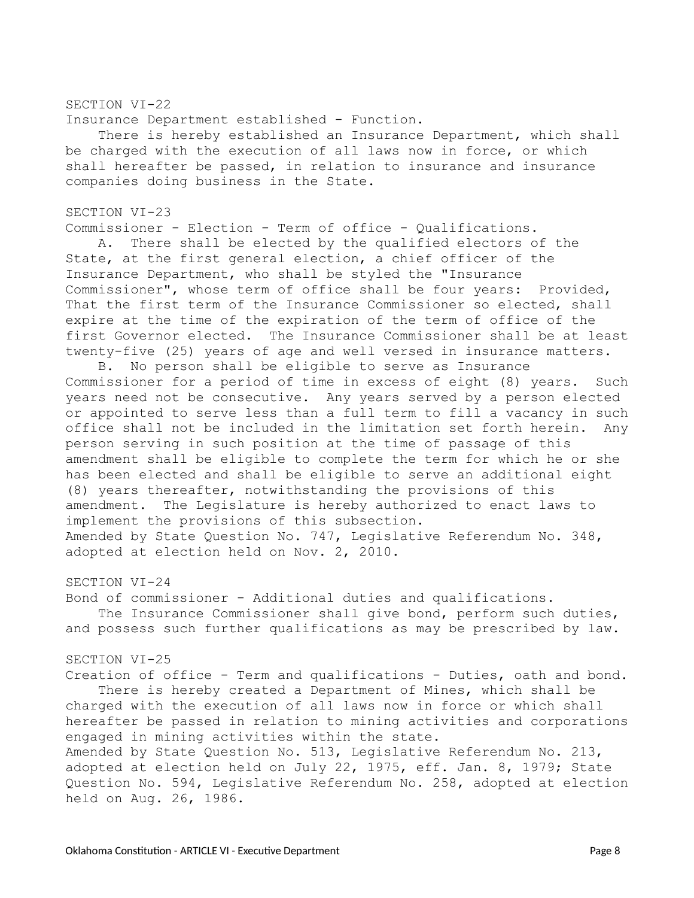## SECTION VI-22

Insurance Department established - Function.

There is hereby established an Insurance Department, which shall be charged with the execution of all laws now in force, or which shall hereafter be passed, in relation to insurance and insurance companies doing business in the State.

## SECTION VI-23

Commissioner - Election - Term of office - Qualifications.

A. There shall be elected by the qualified electors of the State, at the first general election, a chief officer of the Insurance Department, who shall be styled the "Insurance Commissioner", whose term of office shall be four years: Provided, That the first term of the Insurance Commissioner so elected, shall expire at the time of the expiration of the term of office of the first Governor elected. The Insurance Commissioner shall be at least twenty-five (25) years of age and well versed in insurance matters.

B. No person shall be eligible to serve as Insurance Commissioner for a period of time in excess of eight (8) years. Such years need not be consecutive. Any years served by a person elected or appointed to serve less than a full term to fill a vacancy in such office shall not be included in the limitation set forth herein. Any person serving in such position at the time of passage of this amendment shall be eligible to complete the term for which he or she has been elected and shall be eligible to serve an additional eight (8) years thereafter, notwithstanding the provisions of this amendment. The Legislature is hereby authorized to enact laws to implement the provisions of this subsection.

Amended by State Question No. 747, Legislative Referendum No. 348, adopted at election held on Nov. 2, 2010.

## SECTION VI-24

Bond of commissioner - Additional duties and qualifications.

The Insurance Commissioner shall give bond, perform such duties, and possess such further qualifications as may be prescribed by law.

## SECTION VI-25

Creation of office - Term and qualifications - Duties, oath and bond.

There is hereby created a Department of Mines, which shall be charged with the execution of all laws now in force or which shall hereafter be passed in relation to mining activities and corporations engaged in mining activities within the state.

Amended by State Question No. 513, Legislative Referendum No. 213, adopted at election held on July 22, 1975, eff. Jan. 8, 1979; State Question No. 594, Legislative Referendum No. 258, adopted at election held on Aug. 26, 1986.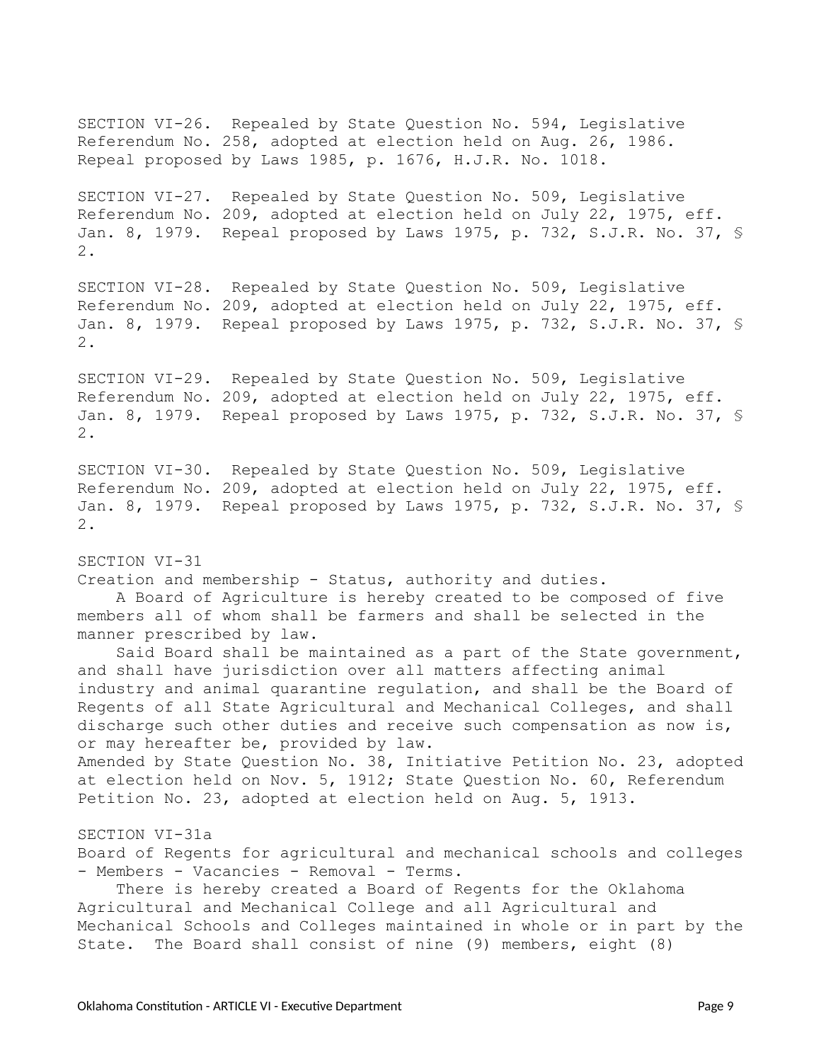SECTION VI-26. Repealed by State Question No. 594, Legislative Referendum No. 258, adopted at election held on Aug. 26, 1986. Repeal proposed by Laws 1985, p. 1676, H.J.R. No. 1018.

SECTION VI-27. Repealed by State Question No. 509, Legislative Referendum No. 209, adopted at election held on July 22, 1975, eff. Jan. 8, 1979. Repeal proposed by Laws 1975, p. 732, S.J.R. No. 37, § 2.

SECTION VI-28. Repealed by State Question No. 509, Legislative Referendum No. 209, adopted at election held on July 22, 1975, eff. Jan. 8, 1979. Repeal proposed by Laws 1975, p. 732, S.J.R. No. 37, § 2.

SECTION VI-29. Repealed by State Question No. 509, Legislative Referendum No. 209, adopted at election held on July 22, 1975, eff. Jan. 8, 1979. Repeal proposed by Laws 1975, p. 732, S.J.R. No. 37, § 2.

SECTION VI-30. Repealed by State Question No. 509, Legislative Referendum No. 209, adopted at election held on July 22, 1975, eff. Jan. 8, 1979. Repeal proposed by Laws 1975, p. 732, S.J.R. No. 37, § 2.

SECTION VI-31

Creation and membership - Status, authority and duties.

A Board of Agriculture is hereby created to be composed of five members all of whom shall be farmers and shall be selected in the manner prescribed by law.

Said Board shall be maintained as a part of the State government, and shall have jurisdiction over all matters affecting animal industry and animal quarantine regulation, and shall be the Board of Regents of all State Agricultural and Mechanical Colleges, and shall discharge such other duties and receive such compensation as now is, or may hereafter be, provided by law.

Amended by State Question No. 38, Initiative Petition No. 23, adopted at election held on Nov. 5, 1912; State Question No. 60, Referendum Petition No. 23, adopted at election held on Aug. 5, 1913.

SECTION VI-31a

Board of Regents for agricultural and mechanical schools and colleges - Members - Vacancies - Removal - Terms.

There is hereby created a Board of Regents for the Oklahoma Agricultural and Mechanical College and all Agricultural and Mechanical Schools and Colleges maintained in whole or in part by the State. The Board shall consist of nine (9) members, eight (8)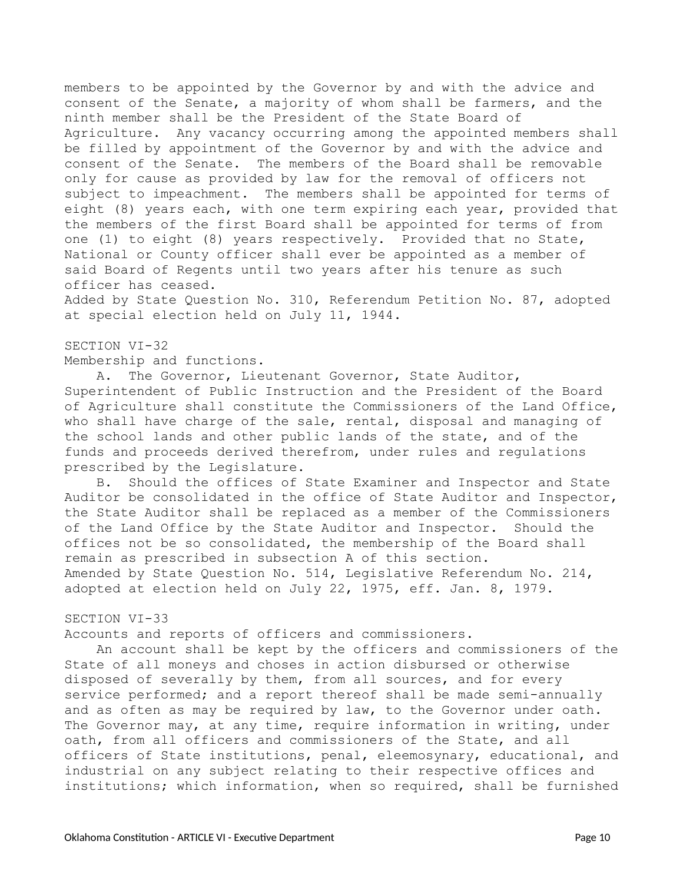members to be appointed by the Governor by and with the advice and consent of the Senate, a majority of whom shall be farmers, and the ninth member shall be the President of the State Board of Agriculture. Any vacancy occurring among the appointed members shall be filled by appointment of the Governor by and with the advice and consent of the Senate. The members of the Board shall be removable only for cause as provided by law for the removal of officers not subject to impeachment. The members shall be appointed for terms of eight (8) years each, with one term expiring each year, provided that the members of the first Board shall be appointed for terms of from one (1) to eight (8) years respectively. Provided that no State, National or County officer shall ever be appointed as a member of said Board of Regents until two years after his tenure as such officer has ceased.

Added by State Question No. 310, Referendum Petition No. 87, adopted at special election held on July 11, 1944.

## SECTION VI-32

Membership and functions.

A. The Governor, Lieutenant Governor, State Auditor, Superintendent of Public Instruction and the President of the Board of Agriculture shall constitute the Commissioners of the Land Office, who shall have charge of the sale, rental, disposal and managing of the school lands and other public lands of the state, and of the funds and proceeds derived therefrom, under rules and regulations prescribed by the Legislature.

B. Should the offices of State Examiner and Inspector and State Auditor be consolidated in the office of State Auditor and Inspector, the State Auditor shall be replaced as a member of the Commissioners of the Land Office by the State Auditor and Inspector. Should the offices not be so consolidated, the membership of the Board shall remain as prescribed in subsection A of this section.

Amended by State Question No. 514, Legislative Referendum No. 214, adopted at election held on July 22, 1975, eff. Jan. 8, 1979.

## SECTION VI-33

Accounts and reports of officers and commissioners.

An account shall be kept by the officers and commissioners of the State of all moneys and choses in action disbursed or otherwise disposed of severally by them, from all sources, and for every service performed; and a report thereof shall be made semi-annually and as often as may be required by law, to the Governor under oath. The Governor may, at any time, require information in writing, under oath, from all officers and commissioners of the State, and all officers of State institutions, penal, eleemosynary, educational, and industrial on any subject relating to their respective offices and institutions; which information, when so required, shall be furnished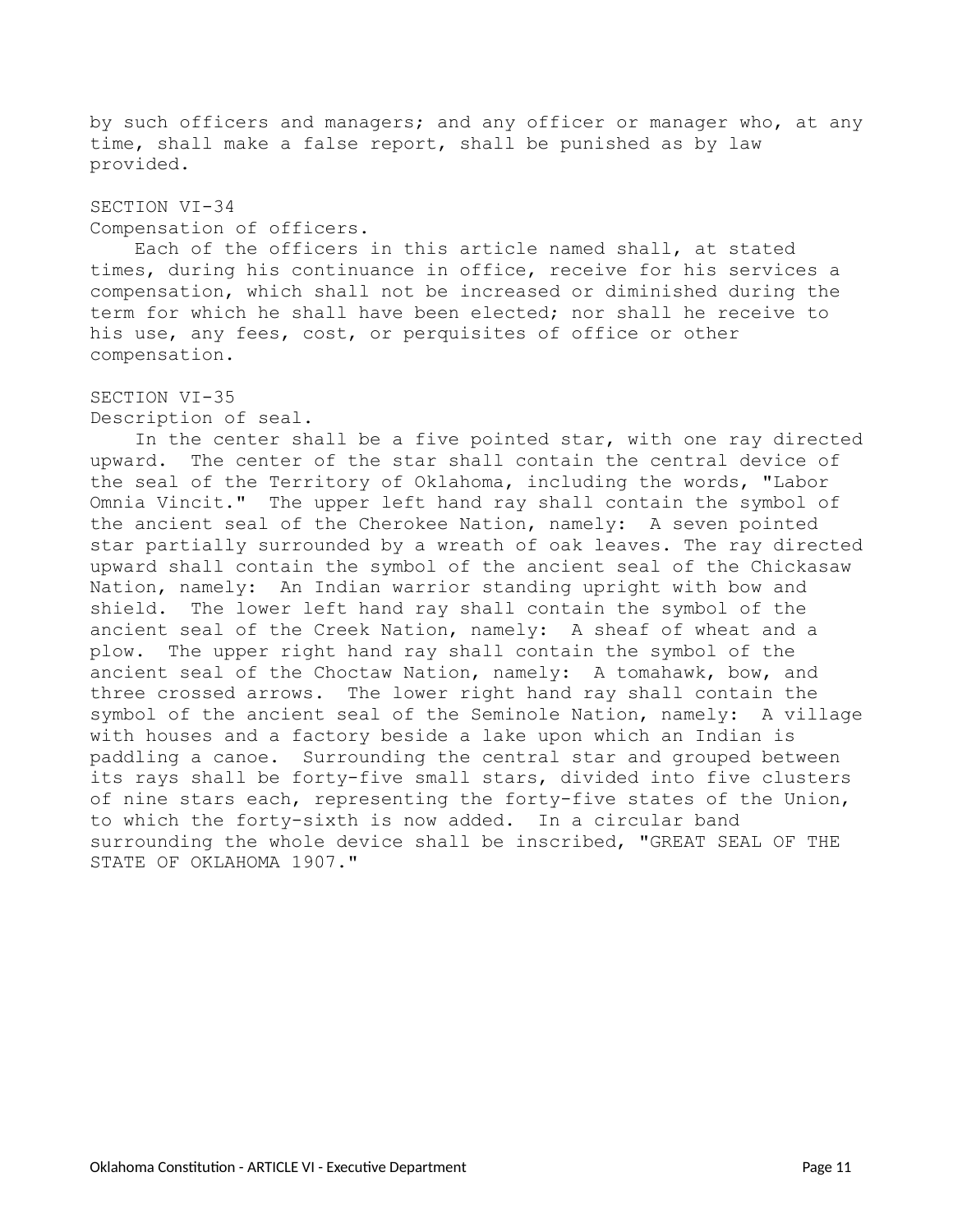by such officers and managers; and any officer or manager who, at any time, shall make a false report, shall be punished as by law provided.

## SECTION VI-34

Compensation of officers.

Each of the officers in this article named shall, at stated times, during his continuance in office, receive for his services a compensation, which shall not be increased or diminished during the term for which he shall have been elected; nor shall he receive to his use, any fees, cost, or perquisites of office or other compensation.

## SECTION VI-35

Description of seal.

In the center shall be a five pointed star, with one ray directed upward. The center of the star shall contain the central device of the seal of the Territory of Oklahoma, including the words, "Labor Omnia Vincit." The upper left hand ray shall contain the symbol of the ancient seal of the Cherokee Nation, namely: A seven pointed star partially surrounded by a wreath of oak leaves. The ray directed upward shall contain the symbol of the ancient seal of the Chickasaw Nation, namely: An Indian warrior standing upright with bow and shield. The lower left hand ray shall contain the symbol of the ancient seal of the Creek Nation, namely: A sheaf of wheat and a plow. The upper right hand ray shall contain the symbol of the ancient seal of the Choctaw Nation, namely: A tomahawk, bow, and three crossed arrows. The lower right hand ray shall contain the symbol of the ancient seal of the Seminole Nation, namely: A village with houses and a factory beside a lake upon which an Indian is paddling a canoe. Surrounding the central star and grouped between its rays shall be forty-five small stars, divided into five clusters of nine stars each, representing the forty-five states of the Union, to which the forty-sixth is now added. In a circular band surrounding the whole device shall be inscribed, "GREAT SEAL OF THE STATE OF OKLAHOMA 1907."